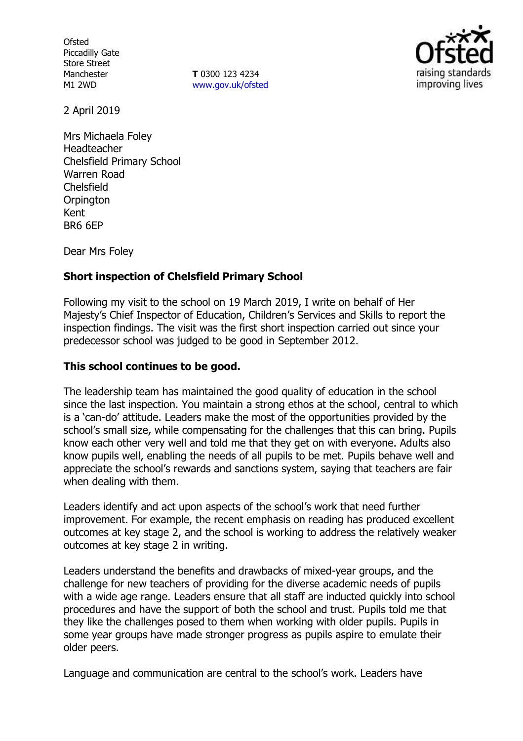Ofsted
Piccadilly Gate
Store Street
Manchester
M1 2WD

**T** 0300 123 4234
www.gov.uk/ofsted

2 April 2019

Mrs Michaela Foley
Headteacher
Chelsfield Primary School
Warren Road
Chelsfield
Orpington
Kent
BR6 6EP

Dear Mrs Foley

**Short inspection of Chelsfield Primary School**

Following my visit to the school on 19 March 2019, I write on behalf of Her Majesty's Chief Inspector of Education, Children's Services and Skills to report the inspection findings. The visit was the first short inspection carried out since your predecessor school was judged to be good in September 2012.

**This school continues to be good.**

The leadership team has maintained the good quality of education in the school since the last inspection. You maintain a strong ethos at the school, central to which is a 'can-do' attitude. Leaders make the most of the opportunities provided by the school's small size, while compensating for the challenges that this can bring. Pupils know each other very well and told me that they get on with everyone. Adults also know pupils well, enabling the needs of all pupils to be met. Pupils behave well and appreciate the school's rewards and sanctions system, saying that teachers are fair when dealing with them.

Leaders identify and act upon aspects of the school's work that need further improvement. For example, the recent emphasis on reading has produced excellent outcomes at key stage 2, and the school is working to address the relatively weaker outcomes at key stage 2 in writing.

Leaders understand the benefits and drawbacks of mixed-year groups, and the challenge for new teachers of providing for the diverse academic needs of pupils with a wide age range. Leaders ensure that all staff are inducted quickly into school procedures and have the support of both the school and trust. Pupils told me that they like the challenges posed to them when working with older pupils. Pupils in some year groups have made stronger progress as pupils aspire to emulate their older peers.

Language and communication are central to the school's work. Leaders have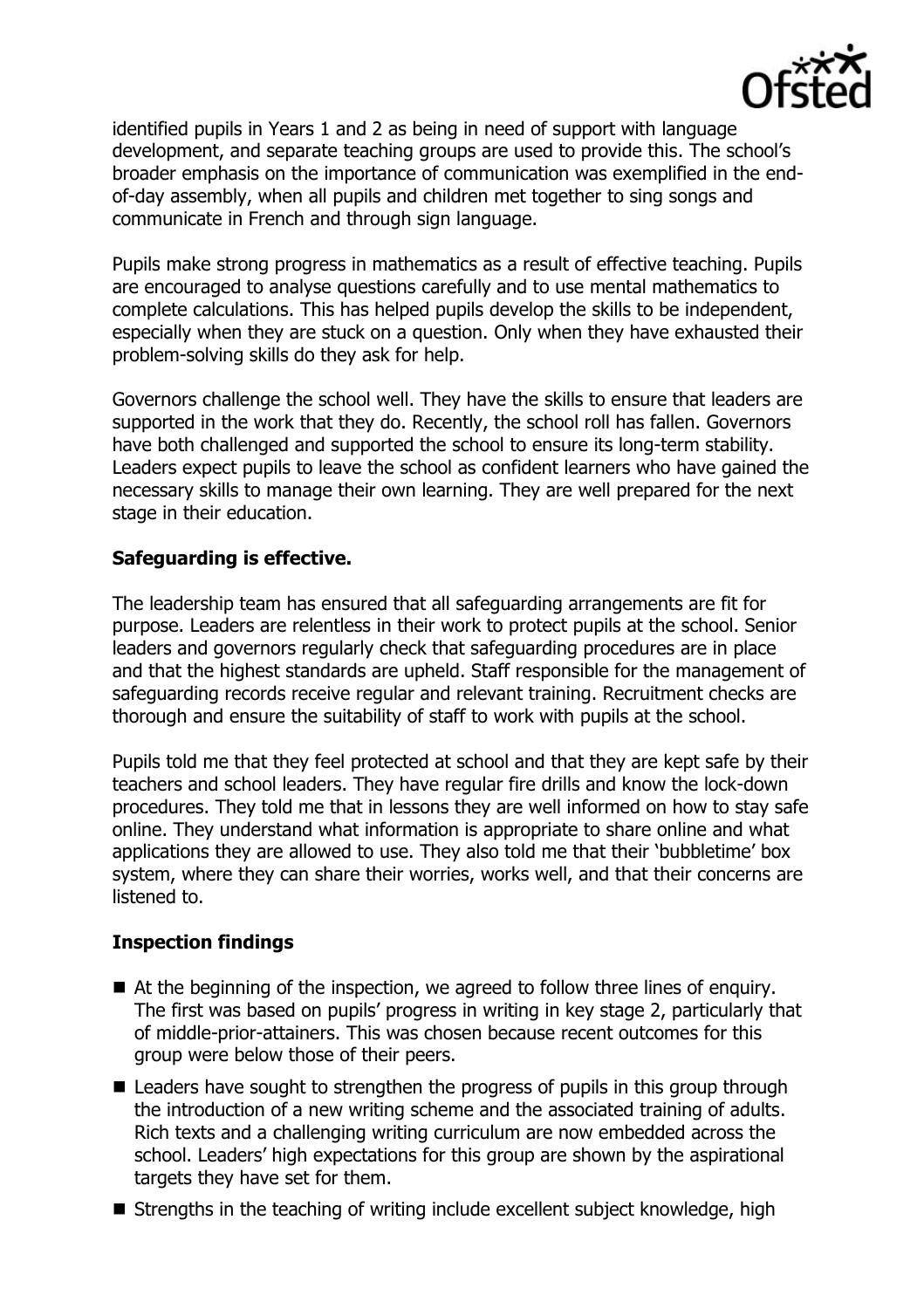identified pupils in Years 1 and 2 as being in need of support with language development, and separate teaching groups are used to provide this. The school's broader emphasis on the importance of communication was exemplified in the end-of-day assembly, when all pupils and children met together to sing songs and communicate in French and through sign language.

Pupils make strong progress in mathematics as a result of effective teaching. Pupils are encouraged to analyse questions carefully and to use mental mathematics to complete calculations. This has helped pupils develop the skills to be independent, especially when they are stuck on a question. Only when they have exhausted their problem-solving skills do they ask for help.

Governors challenge the school well. They have the skills to ensure that leaders are supported in the work that they do. Recently, the school roll has fallen. Governors have both challenged and supported the school to ensure its long-term stability. Leaders expect pupils to leave the school as confident learners who have gained the necessary skills to manage their own learning. They are well prepared for the next stage in their education.

**Safeguarding is effective.**

The leadership team has ensured that all safeguarding arrangements are fit for purpose. Leaders are relentless in their work to protect pupils at the school. Senior leaders and governors regularly check that safeguarding procedures are in place and that the highest standards are upheld. Staff responsible for the management of safeguarding records receive regular and relevant training. Recruitment checks are thorough and ensure the suitability of staff to work with pupils at the school.

Pupils told me that they feel protected at school and that they are kept safe by their teachers and school leaders. They have regular fire drills and know the lock-down procedures. They told me that in lessons they are well informed on how to stay safe online. They understand what information is appropriate to share online and what applications they are allowed to use. They also told me that their 'bubbletime' box system, where they can share their worries, works well, and that their concerns are listened to.

## Inspection findings

- At the beginning of the inspection, we agreed to follow three lines of enquiry. The first was based on pupils' progress in writing in key stage 2, particularly that of middle-prior-attainers. This was chosen because recent outcomes for this group were below those of their peers.
- Leaders have sought to strengthen the progress of pupils in this group through the introduction of a new writing scheme and the associated training of adults. Rich texts and a challenging writing curriculum are now embedded across the school. Leaders' high expectations for this group are shown by the aspirational targets they have set for them.
- Strengths in the teaching of writing include excellent subject knowledge, high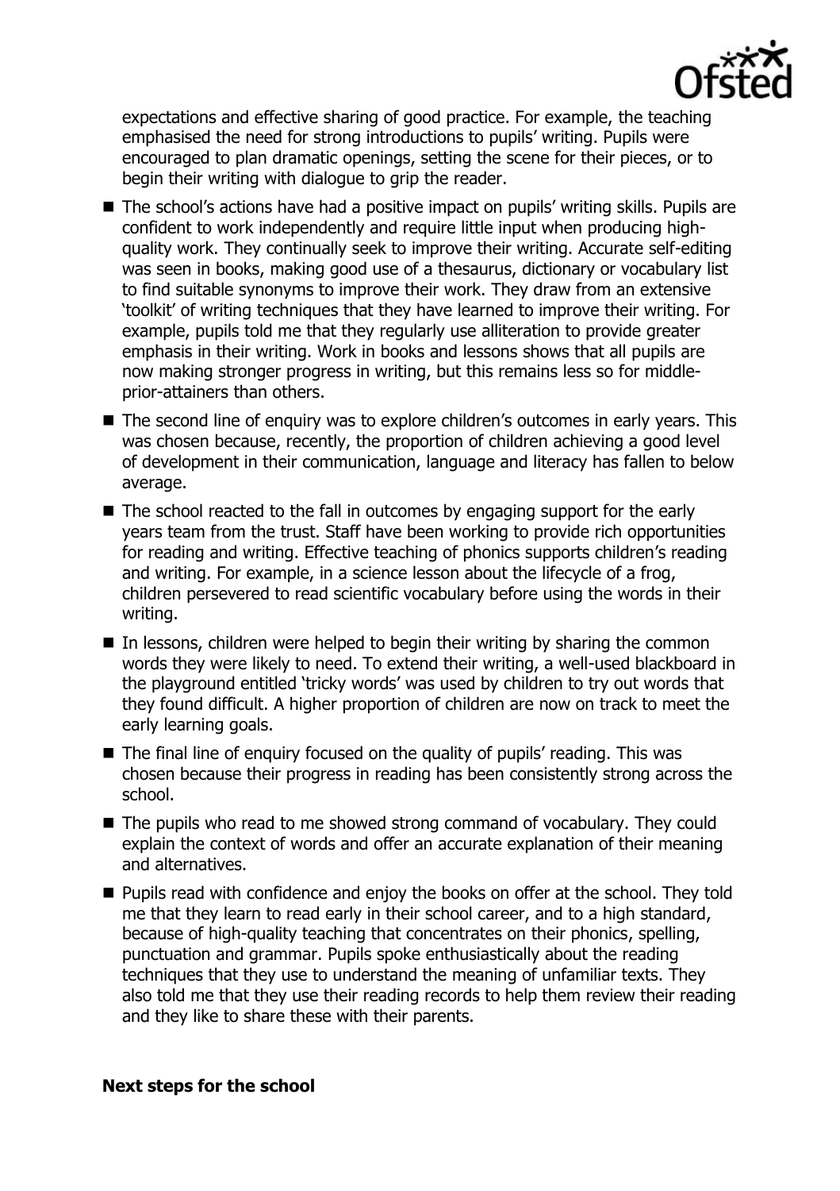expectations and effective sharing of good practice. For example, the teaching emphasised the need for strong introductions to pupils' writing. Pupils were encouraged to plan dramatic openings, setting the scene for their pieces, or to begin their writing with dialogue to grip the reader.

- The school's actions have had a positive impact on pupils' writing skills. Pupils are confident to work independently and require little input when producing high-quality work. They continually seek to improve their writing. Accurate self-editing was seen in books, making good use of a thesaurus, dictionary or vocabulary list to find suitable synonyms to improve their work. They draw from an extensive 'toolkit' of writing techniques that they have learned to improve their writing. For example, pupils told me that they regularly use alliteration to provide greater emphasis in their writing. Work in books and lessons shows that all pupils are now making stronger progress in writing, but this remains less so for middle-prior-attainers than others.
- The second line of enquiry was to explore children's outcomes in early years. This was chosen because, recently, the proportion of children achieving a good level of development in their communication, language and literacy has fallen to below average.
- The school reacted to the fall in outcomes by engaging support for the early years team from the trust. Staff have been working to provide rich opportunities for reading and writing. Effective teaching of phonics supports children's reading and writing. For example, in a science lesson about the lifecycle of a frog, children persevered to read scientific vocabulary before using the words in their writing.
- In lessons, children were helped to begin their writing by sharing the common words they were likely to need. To extend their writing, a well-used blackboard in the playground entitled 'tricky words' was used by children to try out words that they found difficult. A higher proportion of children are now on track to meet the early learning goals.
- The final line of enquiry focused on the quality of pupils' reading. This was chosen because their progress in reading has been consistently strong across the school.
- The pupils who read to me showed strong command of vocabulary. They could explain the context of words and offer an accurate explanation of their meaning and alternatives.
- Pupils read with confidence and enjoy the books on offer at the school. They told me that they learn to read early in their school career, and to a high standard, because of high-quality teaching that concentrates on their phonics, spelling, punctuation and grammar. Pupils spoke enthusiastically about the reading techniques that they use to understand the meaning of unfamiliar texts. They also told me that they use their reading records to help them review their reading and they like to share these with their parents.

**Next steps for the school**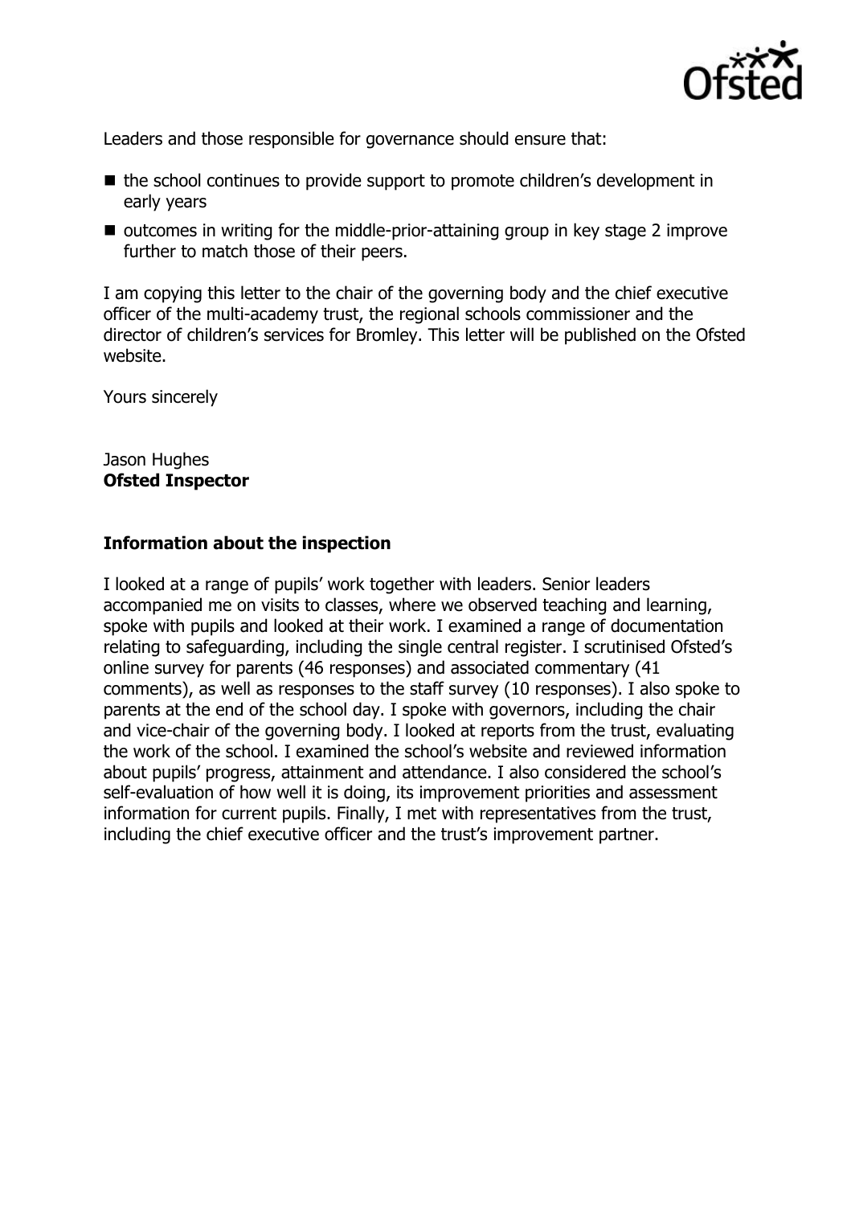Leaders and those responsible for governance should ensure that:

- the school continues to provide support to promote children's development in early years
- outcomes in writing for the middle-prior-attaining group in key stage 2 improve further to match those of their peers.

I am copying this letter to the chair of the governing body and the chief executive officer of the multi-academy trust, the regional schools commissioner and the director of children's services for Bromley. This letter will be published on the Ofsted website.

Yours sincerely

Jason Hughes
**Ofsted Inspector**

## Information about the inspection

I looked at a range of pupils' work together with leaders. Senior leaders accompanied me on visits to classes, where we observed teaching and learning, spoke with pupils and looked at their work. I examined a range of documentation relating to safeguarding, including the single central register. I scrutinised Ofsted's online survey for parents (46 responses) and associated commentary (41 comments), as well as responses to the staff survey (10 responses). I also spoke to parents at the end of the school day. I spoke with governors, including the chair and vice-chair of the governing body. I looked at reports from the trust, evaluating the work of the school. I examined the school's website and reviewed information about pupils' progress, attainment and attendance. I also considered the school's self-evaluation of how well it is doing, its improvement priorities and assessment information for current pupils. Finally, I met with representatives from the trust, including the chief executive officer and the trust's improvement partner.